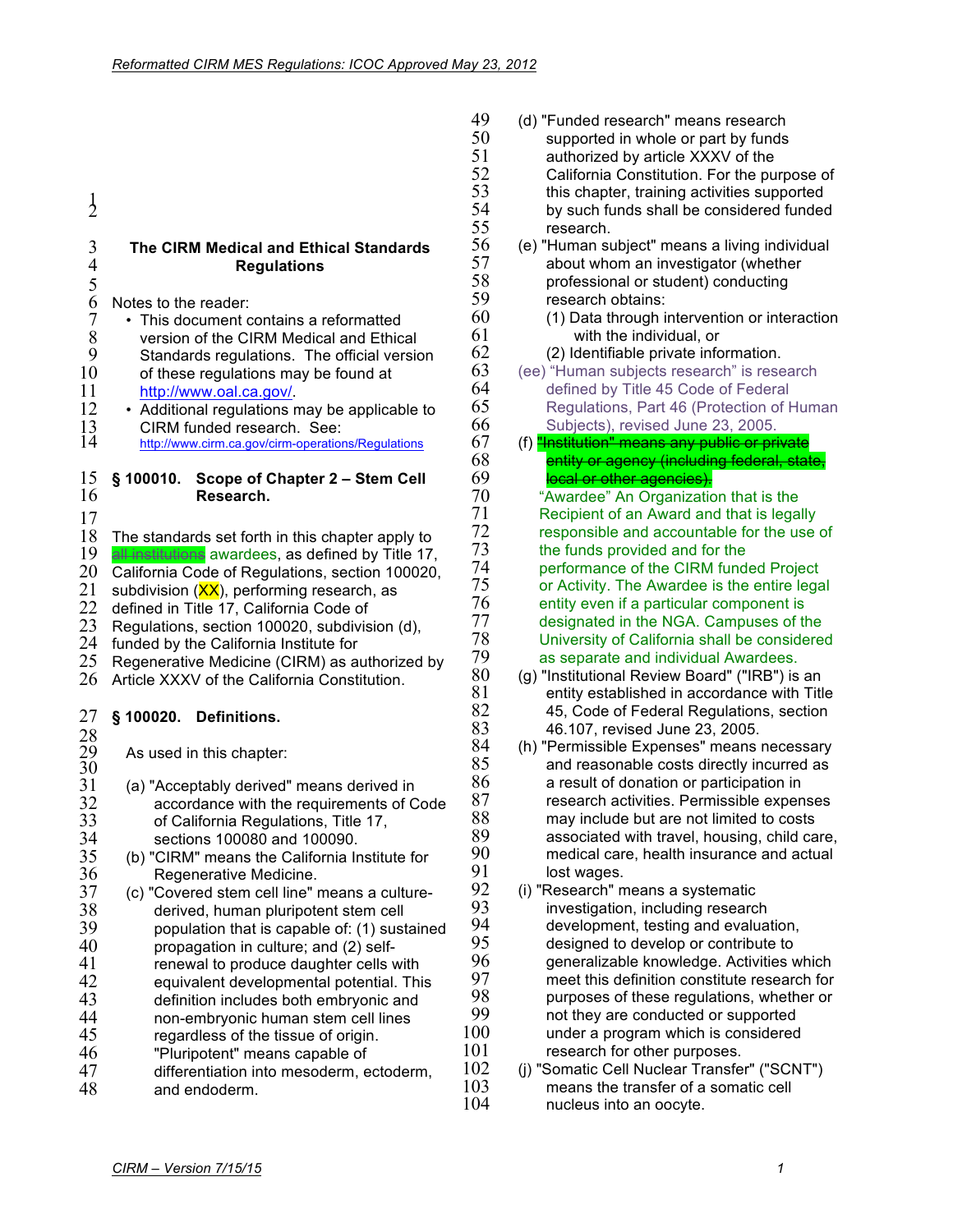# The CIRM Medical and Ethical Standards Regulations

Notes to the reader:

- This document contains a reformatted version of the CIRM Medical and Ethical Standards regulations. The official version of these regulations may be found at http://www.oal.ca.gov/.
- Additional regulations may be applicable to CIRM funded research. See: http://www.cirm.ca.gov/cirm-operations/Regulations

## § 100010. Scope of Chapter 2 – Stem Cell Research.

The standards set forth in this chapter apply to ~~all institutions~~ awardees, as defined by Title 17, California Code of Regulations, section 100020, subdivision (XX), performing research, as defined in Title 17, California Code of Regulations, section 100020, subdivision (d), funded by the California Institute for Regenerative Medicine (CIRM) as authorized by Article XXXV of the California Constitution.

## § 100020. Definitions.

As used in this chapter:

(a) "Acceptably derived" means derived in accordance with the requirements of Code of California Regulations, Title 17, sections 100080 and 100090.

(b) "CIRM" means the California Institute for Regenerative Medicine.

(c) "Covered stem cell line" means a culture-derived, human pluripotent stem cell population that is capable of: (1) sustained propagation in culture; and (2) self-renewal to produce daughter cells with equivalent developmental potential. This definition includes both embryonic and non-embryonic human stem cell lines regardless of the tissue of origin. "Pluripotent" means capable of differentiation into mesoderm, ectoderm, and endoderm.

(d) "Funded research" means research supported in whole or part by funds authorized by article XXXV of the California Constitution. For the purpose of this chapter, training activities supported by such funds shall be considered funded research.

(e) "Human subject" means a living individual about whom an investigator (whether professional or student) conducting research obtains:

(1) Data through intervention or interaction with the individual, or

(2) Identifiable private information.

(ee) "Human subjects research" is research defined by Title 45 Code of Federal Regulations, Part 46 (Protection of Human Subjects), revised June 23, 2005.

(f) ~~"Institution" means any public or private entity or agency (including federal, state, local or other agencies).~~
"Awardee" An Organization that is the Recipient of an Award and that is legally responsible and accountable for the use of the funds provided and for the performance of the CIRM funded Project or Activity. The Awardee is the entire legal entity even if a particular component is designated in the NGA. Campuses of the University of California shall be considered as separate and individual Awardees.

(g) "Institutional Review Board" ("IRB") is an entity established in accordance with Title 45, Code of Federal Regulations, section 46.107, revised June 23, 2005.

(h) "Permissible Expenses" means necessary and reasonable costs directly incurred as a result of donation or participation in research activities. Permissible expenses may include but are not limited to costs associated with travel, housing, child care, medical care, health insurance and actual lost wages.

(i) "Research" means a systematic investigation, including research development, testing and evaluation, designed to develop or contribute to generalizable knowledge. Activities which meet this definition constitute research for purposes of these regulations, whether or not they are conducted or supported under a program which is considered research for other purposes.

(j) "Somatic Cell Nuclear Transfer" ("SCNT") means the transfer of a somatic cell nucleus into an oocyte.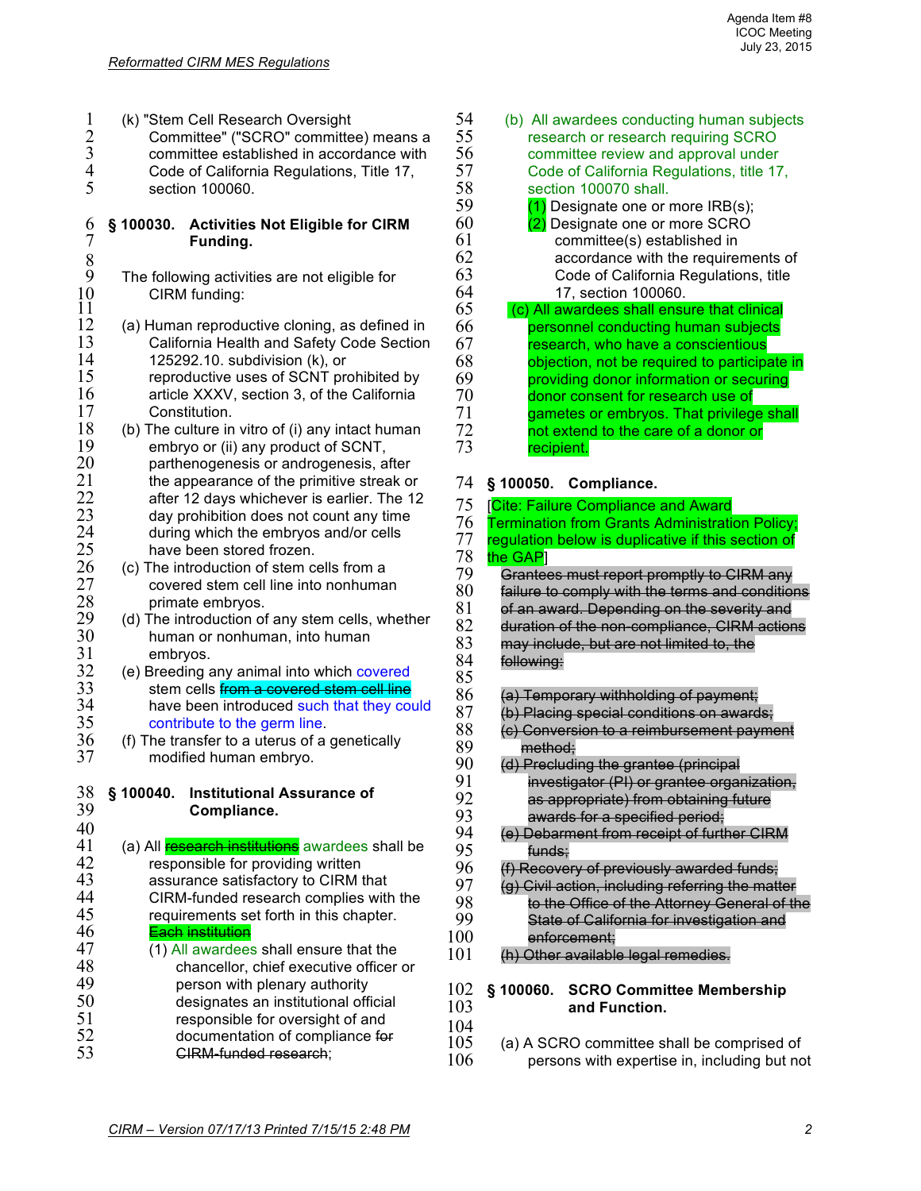(k) "Stem Cell Research Oversight Committee" ("SCRO" committee) means a committee established in accordance with Code of California Regulations, Title 17, section 100060.

**§ 100030. Activities Not Eligible for CIRM Funding.**

The following activities are not eligible for CIRM funding:

(a) Human reproductive cloning, as defined in California Health and Safety Code Section 125292.10. subdivision (k), or reproductive uses of SCNT prohibited by article XXXV, section 3, of the California Constitution.

(b) The culture in vitro of (i) any intact human embryo or (ii) any product of SCNT, parthenogenesis or androgenesis, after the appearance of the primitive streak or after 12 days whichever is earlier. The 12 day prohibition does not count any time during which the embryos and/or cells have been stored frozen.

(c) The introduction of stem cells from a covered stem cell line into nonhuman primate embryos.

(d) The introduction of any stem cells, whether human or nonhuman, into human embryos.

(e) Breeding any animal into which covered stem cells ~~from a covered stem cell line~~ have been introduced such that they could contribute to the germ line.

(f) The transfer to a uterus of a genetically modified human embryo.

**§ 100040. Institutional Assurance of Compliance.**

(a) All ~~research institutions~~ awardees shall be responsible for providing written assurance satisfactory to CIRM that CIRM-funded research complies with the requirements set forth in this chapter. ~~Each institution~~

(1) All awardees shall ensure that the chancellor, chief executive officer or person with plenary authority designates an institutional official responsible for oversight of and documentation of compliance ~~for CIRM-funded research~~;

(b) All awardees conducting human subjects research or research requiring SCRO committee review and approval under Code of California Regulations, title 17, section 100070 shall.

(1) Designate one or more IRB(s);

(2) Designate one or more SCRO committee(s) established in accordance with the requirements of Code of California Regulations, title 17, section 100060.

(c) All awardees shall ensure that clinical personnel conducting human subjects research, who have a conscientious objection, not be required to participate in providing donor information or securing donor consent for research use of gametes or embryos. That privilege shall not extend to the care of a donor or recipient.

**§ 100050. Compliance.**

[Cite: Failure Compliance and Award Termination from Grants Administration Policy; regulation below is duplicative if this section of the GAP]

~~Grantees must report promptly to CIRM any failure to comply with the terms and conditions of an award. Depending on the severity and duration of the non-compliance, CIRM actions may include, but are not limited to, the following:~~

~~(a) Temporary withholding of payment;~~

~~(b) Placing special conditions on awards;~~

~~(c) Conversion to a reimbursement payment method;~~

~~(d) Precluding the grantee (principal investigator (PI) or grantee organization, as appropriate) from obtaining future awards for a specified period;~~

~~(e) Debarment from receipt of further CIRM funds;~~

~~(f) Recovery of previously awarded funds;~~

~~(g) Civil action, including referring the matter to the Office of the Attorney General of the State of California for investigation and enforcement;~~

~~(h) Other available legal remedies.~~

**§ 100060. SCRO Committee Membership and Function.**

(a) A SCRO committee shall be comprised of persons with expertise in, including but not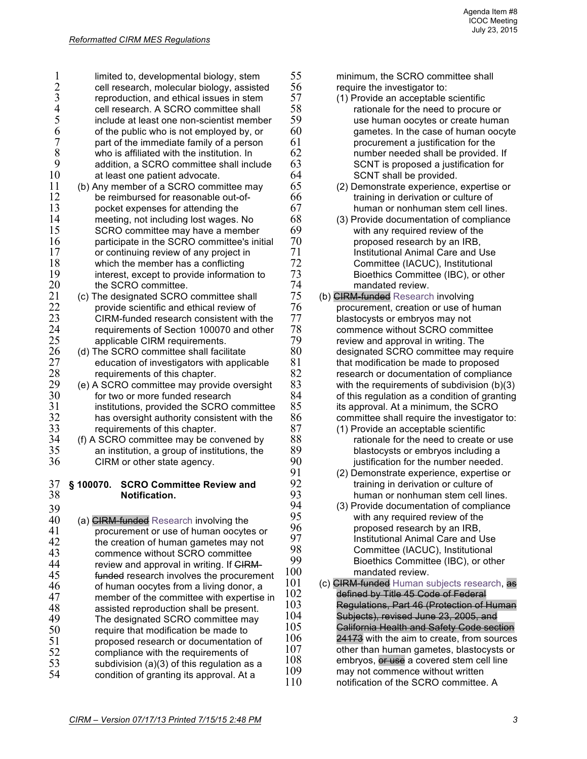limited to, developmental biology, stem cell research, molecular biology, assisted reproduction, and ethical issues in stem cell research. A SCRO committee shall include at least one non-scientist member of the public who is not employed by, or part of the immediate family of a person who is affiliated with the institution. In addition, a SCRO committee shall include at least one patient advocate.

(b) Any member of a SCRO committee may be reimbursed for reasonable out-of-pocket expenses for attending the meeting, not including lost wages. No SCRO committee may have a member participate in the SCRO committee's initial or continuing review of any project in which the member has a conflicting interest, except to provide information to the SCRO committee.

(c) The designated SCRO committee shall provide scientific and ethical review of CIRM-funded research consistent with the requirements of Section 100070 and other applicable CIRM requirements.

(d) The SCRO committee shall facilitate education of investigators with applicable requirements of this chapter.

(e) A SCRO committee may provide oversight for two or more funded research institutions, provided the SCRO committee has oversight authority consistent with the requirements of this chapter.

(f) A SCRO committee may be convened by an institution, a group of institutions, the CIRM or other state agency.

### § 100070. SCRO Committee Review and Notification.

(a) ~~CIRM-funded~~ Research involving the procurement or use of human oocytes or the creation of human gametes may not commence without SCRO committee review and approval in writing. If ~~CIRM-funded~~ research involves the procurement of human oocytes from a living donor, a member of the committee with expertise in assisted reproduction shall be present. The designated SCRO committee may require that modification be made to proposed research or documentation of compliance with the requirements of subdivision (a)(3) of this regulation as a condition of granting its approval. At a minimum, the SCRO committee shall require the investigator to:

(1) Provide an acceptable scientific rationale for the need to procure or use human oocytes or create human gametes. In the case of human oocyte procurement a justification for the number needed shall be provided. If SCNT is proposed a justification for SCNT shall be provided.

(2) Demonstrate experience, expertise or training in derivation or culture of human or nonhuman stem cell lines.

(3) Provide documentation of compliance with any required review of the proposed research by an IRB, Institutional Animal Care and Use Committee (IACUC), Institutional Bioethics Committee (IBC), or other mandated review.

(b) ~~CIRM-funded~~ Research involving procurement, creation or use of human blastocysts or embryos may not commence without SCRO committee review and approval in writing. The designated SCRO committee may require that modification be made to proposed research or documentation of compliance with the requirements of subdivision (b)(3) of this regulation as a condition of granting its approval. At a minimum, the SCRO committee shall require the investigator to:

(1) Provide an acceptable scientific rationale for the need to create or use blastocysts or embryos including a justification for the number needed.

(2) Demonstrate experience, expertise or training in derivation or culture of human or nonhuman stem cell lines.

(3) Provide documentation of compliance with any required review of the proposed research by an IRB, Institutional Animal Care and Use Committee (IACUC), Institutional Bioethics Committee (IBC), or other mandated review.

(c) ~~CIRM-funded~~ Human subjects research, ~~as defined by Title 45 Code of Federal Regulations, Part 46 (Protection of Human Subjects), revised June 23, 2005, and California Health and Safety Code section 24173~~ with the aim to create, from sources other than human gametes, blastocysts or embryos, ~~or use~~ a covered stem cell line may not commence without written notification of the SCRO committee. A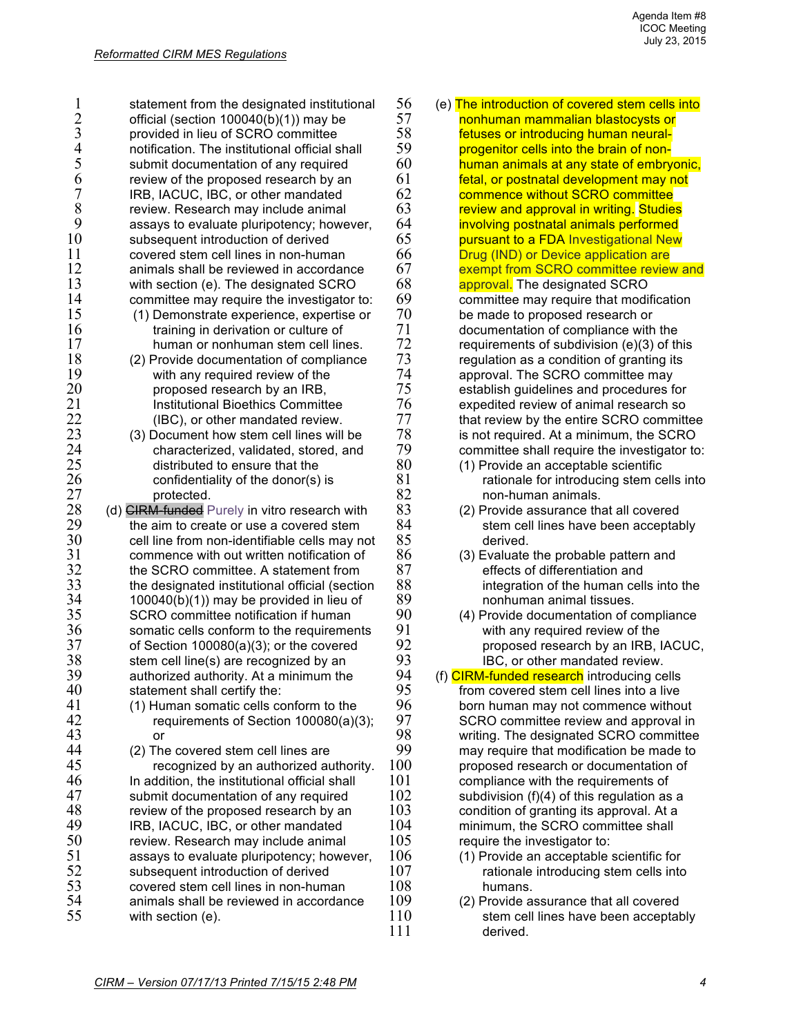statement from the designated institutional official (section 100040(b)(1)) may be provided in lieu of SCRO committee notification. The institutional official shall submit documentation of any required review of the proposed research by an IRB, IACUC, IBC, or other mandated review. Research may include animal assays to evaluate pluripotency; however, subsequent introduction of derived covered stem cell lines in non-human animals shall be reviewed in accordance with section (e). The designated SCRO committee may require the investigator to:

(1) Demonstrate experience, expertise or training in derivation or culture of human or nonhuman stem cell lines.

(2) Provide documentation of compliance with any required review of the proposed research by an IRB, Institutional Bioethics Committee (IBC), or other mandated review.

(3) Document how stem cell lines will be characterized, validated, stored, and distributed to ensure that the confidentiality of the donor(s) is protected.

(d) ~~CIRM-funded~~ Purely in vitro research with the aim to create or use a covered stem cell line from non-identifiable cells may not commence with out written notification of the SCRO committee. A statement from the designated institutional official (section 100040(b)(1)) may be provided in lieu of SCRO committee notification if human somatic cells conform to the requirements of Section 100080(a)(3); or the covered stem cell line(s) are recognized by an authorized authority. At a minimum the statement shall certify the:

(1) Human somatic cells conform to the requirements of Section 100080(a)(3); or

(2) The covered stem cell lines are recognized by an authorized authority.

In addition, the institutional official shall submit documentation of any required review of the proposed research by an IRB, IACUC, IBC, or other mandated review. Research may include animal assays to evaluate pluripotency; however, subsequent introduction of derived covered stem cell lines in non-human animals shall be reviewed in accordance with section (e).

(e) The introduction of covered stem cells into nonhuman mammalian blastocysts or fetuses or introducing human neural-progenitor cells into the brain of non-human animals at any state of embryonic, fetal, or postnatal development may not commence without SCRO committee review and approval in writing. Studies involving postnatal animals performed pursuant to a FDA Investigational New Drug (IND) or Device application are exempt from SCRO committee review and approval. The designated SCRO committee may require that modification be made to proposed research or documentation of compliance with the requirements of subdivision (e)(3) of this regulation as a condition of granting its approval. The SCRO committee may establish guidelines and procedures for expedited review of animal research so that review by the entire SCRO committee is not required. At a minimum, the SCRO committee shall require the investigator to:

(1) Provide an acceptable scientific rationale for introducing stem cells into non-human animals.

(2) Provide assurance that all covered stem cell lines have been acceptably derived.

(3) Evaluate the probable pattern and effects of differentiation and integration of the human cells into the nonhuman animal tissues.

(4) Provide documentation of compliance with any required review of the proposed research by an IRB, IACUC, IBC, or other mandated review.

(f) CIRM-funded research introducing cells from covered stem cell lines into a live born human may not commence without SCRO committee review and approval in writing. The designated SCRO committee may require that modification be made to proposed research or documentation of compliance with the requirements of subdivision (f)(4) of this regulation as a condition of granting its approval. At a minimum, the SCRO committee shall require the investigator to:

(1) Provide an acceptable scientific for rationale introducing stem cells into humans.

(2) Provide assurance that all covered stem cell lines have been acceptably derived.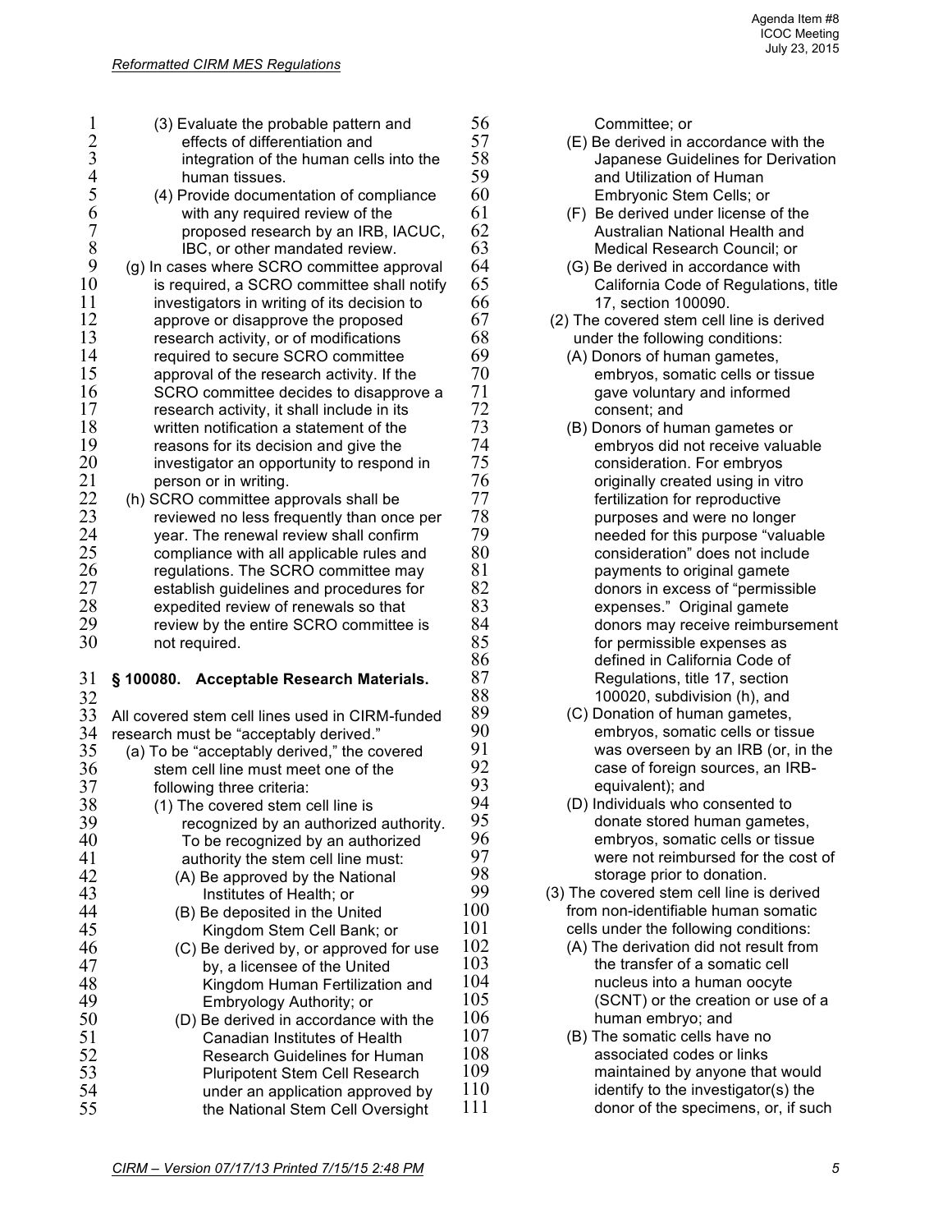(3) Evaluate the probable pattern and effects of differentiation and integration of the human cells into the human tissues.

(4) Provide documentation of compliance with any required review of the proposed research by an IRB, IACUC, IBC, or other mandated review.

(g) In cases where SCRO committee approval is required, a SCRO committee shall notify investigators in writing of its decision to approve or disapprove the proposed research activity, or of modifications required to secure SCRO committee approval of the research activity. If the SCRO committee decides to disapprove a research activity, it shall include in its written notification a statement of the reasons for its decision and give the investigator an opportunity to respond in person or in writing.

(h) SCRO committee approvals shall be reviewed no less frequently than once per year. The renewal review shall confirm compliance with all applicable rules and regulations. The SCRO committee may establish guidelines and procedures for expedited review of renewals so that review by the entire SCRO committee is not required.

## § 100080. Acceptable Research Materials.

All covered stem cell lines used in CIRM-funded research must be "acceptably derived."

(a) To be "acceptably derived," the covered stem cell line must meet one of the following three criteria:

(1) The covered stem cell line is recognized by an authorized authority. To be recognized by an authorized authority the stem cell line must:

(A) Be approved by the National Institutes of Health; or

(B) Be deposited in the United Kingdom Stem Cell Bank; or

(C) Be derived by, or approved for use by, a licensee of the United Kingdom Human Fertilization and Embryology Authority; or

(D) Be derived in accordance with the Canadian Institutes of Health Research Guidelines for Human Pluripotent Stem Cell Research under an application approved by the National Stem Cell Oversight Committee; or

(E) Be derived in accordance with the Japanese Guidelines for Derivation and Utilization of Human Embryonic Stem Cells; or

(F) Be derived under license of the Australian National Health and Medical Research Council; or

(G) Be derived in accordance with California Code of Regulations, title 17, section 100090.

(2) The covered stem cell line is derived under the following conditions:

(A) Donors of human gametes, embryos, somatic cells or tissue gave voluntary and informed consent; and

(B) Donors of human gametes or embryos did not receive valuable consideration. For embryos originally created using in vitro fertilization for reproductive purposes and were no longer needed for this purpose "valuable consideration" does not include payments to original gamete donors in excess of "permissible expenses." Original gamete donors may receive reimbursement for permissible expenses as defined in California Code of Regulations, title 17, section 100020, subdivision (h), and

(C) Donation of human gametes, embryos, somatic cells or tissue was overseen by an IRB (or, in the case of foreign sources, an IRB-equivalent); and

(D) Individuals who consented to donate stored human gametes, embryos, somatic cells or tissue were not reimbursed for the cost of storage prior to donation.

(3) The covered stem cell line is derived from non-identifiable human somatic cells under the following conditions:

(A) The derivation did not result from the transfer of a somatic cell nucleus into a human oocyte (SCNT) or the creation or use of a human embryo; and

(B) The somatic cells have no associated codes or links maintained by anyone that would identify to the investigator(s) the donor of the specimens, or, if such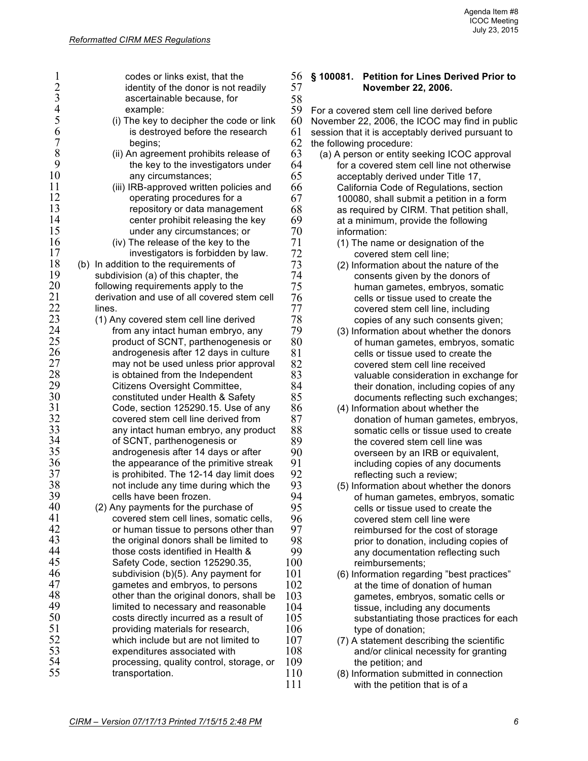codes or links exist, that the identity of the donor is not readily ascertainable because, for example:

(i) The key to decipher the code or link is destroyed before the research begins;

(ii) An agreement prohibits release of the key to the investigators under any circumstances;

(iii) IRB-approved written policies and operating procedures for a repository or data management center prohibit releasing the key under any circumstances; or

(iv) The release of the key to the investigators is forbidden by law.

(b) In addition to the requirements of subdivision (a) of this chapter, the following requirements apply to the derivation and use of all covered stem cell lines.

(1) Any covered stem cell line derived from any intact human embryo, any product of SCNT, parthenogenesis or androgenesis after 12 days in culture may not be used unless prior approval is obtained from the Independent Citizens Oversight Committee, constituted under Health & Safety Code, section 125290.15. Use of any covered stem cell line derived from any intact human embryo, any product of SCNT, parthenogenesis or androgenesis after 14 days or after the appearance of the primitive streak is prohibited. The 12-14 day limit does not include any time during which the cells have been frozen.

(2) Any payments for the purchase of covered stem cell lines, somatic cells, or human tissue to persons other than the original donors shall be limited to those costs identified in Health & Safety Code, section 125290.35, subdivision (b)(5). Any payment for gametes and embryos, to persons other than the original donors, shall be limited to necessary and reasonable costs directly incurred as a result of providing materials for research, which include but are not limited to expenditures associated with processing, quality control, storage, or transportation.

## § 100081. Petition for Lines Derived Prior to November 22, 2006.

For a covered stem cell line derived before November 22, 2006, the ICOC may find in public session that it is acceptably derived pursuant to the following procedure:

(a) A person or entity seeking ICOC approval for a covered stem cell line not otherwise acceptably derived under Title 17, California Code of Regulations, section 100080, shall submit a petition in a form as required by CIRM. That petition shall, at a minimum, provide the following information:

(1) The name or designation of the covered stem cell line;

(2) Information about the nature of the consents given by the donors of human gametes, embryos, somatic cells or tissue used to create the covered stem cell line, including copies of any such consents given;

(3) Information about whether the donors of human gametes, embryos, somatic cells or tissue used to create the covered stem cell line received valuable consideration in exchange for their donation, including copies of any documents reflecting such exchanges;

(4) Information about whether the donation of human gametes, embryos, somatic cells or tissue used to create the covered stem cell line was overseen by an IRB or equivalent, including copies of any documents reflecting such a review;

(5) Information about whether the donors of human gametes, embryos, somatic cells or tissue used to create the covered stem cell line were reimbursed for the cost of storage prior to donation, including copies of any documentation reflecting such reimbursements;

(6) Information regarding "best practices" at the time of donation of human gametes, embryos, somatic cells or tissue, including any documents substantiating those practices for each type of donation;

(7) A statement describing the scientific and/or clinical necessity for granting the petition; and

(8) Information submitted in connection with the petition that is of a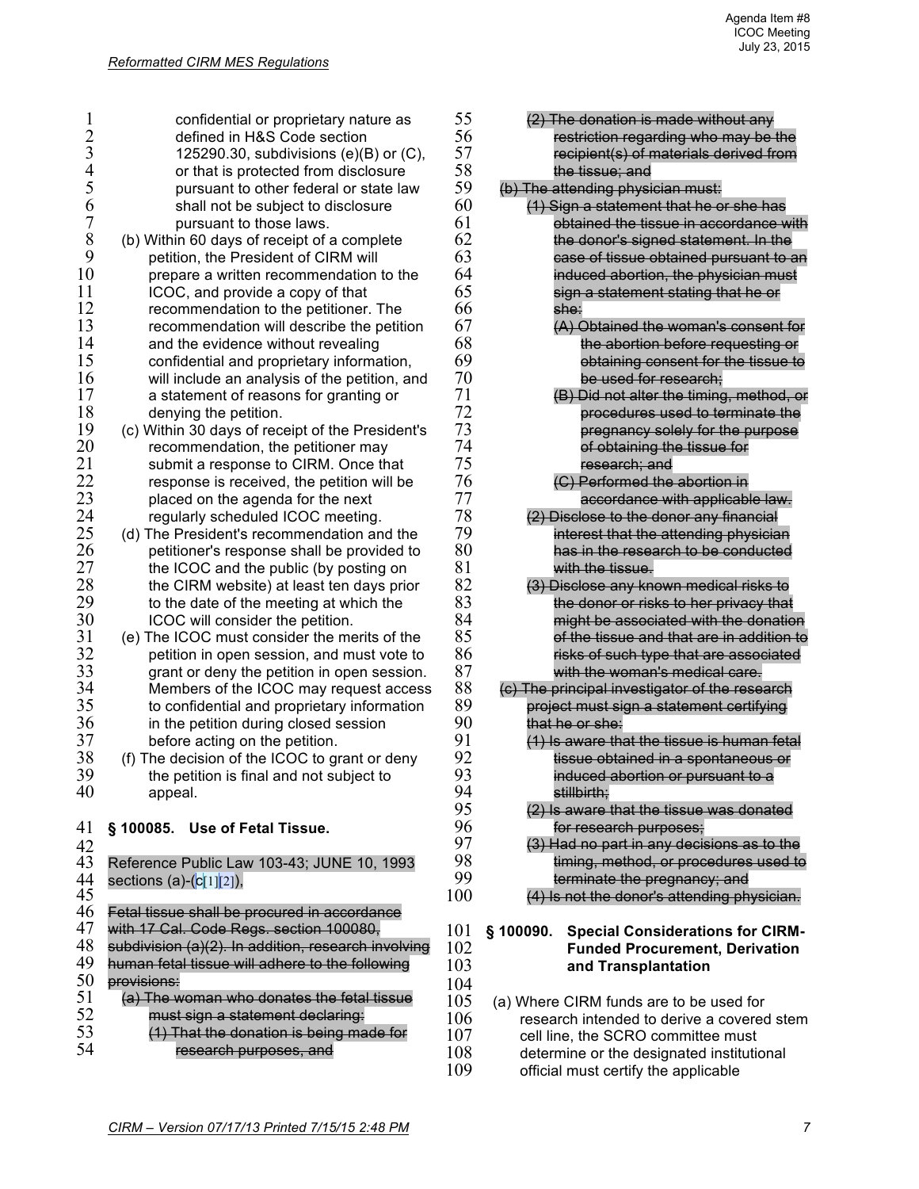confidential or proprietary nature as defined in H&S Code section 125290.30, subdivisions (e)(B) or (C), or that is protected from disclosure pursuant to other federal or state law shall not be subject to disclosure pursuant to those laws.

(b) Within 60 days of receipt of a complete petition, the President of CIRM will prepare a written recommendation to the ICOC, and provide a copy of that recommendation to the petitioner. The recommendation will describe the petition and the evidence without revealing confidential and proprietary information, will include an analysis of the petition, and a statement of reasons for granting or denying the petition.

(c) Within 30 days of receipt of the President's recommendation, the petitioner may submit a response to CIRM. Once that response is received, the petition will be placed on the agenda for the next regularly scheduled ICOC meeting.

(d) The President's recommendation and the petitioner's response shall be provided to the ICOC and the public (by posting on the CIRM website) at least ten days prior to the date of the meeting at which the ICOC will consider the petition.

(e) The ICOC must consider the merits of the petition in open session, and must vote to grant or deny the petition in open session. Members of the ICOC may request access to confidential and proprietary information in the petition during closed session before acting on the petition.

(f) The decision of the ICOC to grant or deny the petition is final and not subject to appeal.

### § 100085. Use of Fetal Tissue.

Reference Public Law 103-43; JUNE 10, 1993 sections (a)-(c[1][2]).

~~Fetal tissue shall be procured in accordance with 17 Cal. Code Regs. section 100080, subdivision (a)(2). In addition, research involving human fetal tissue will adhere to the following provisions:~~

~~(a) The woman who donates the fetal tissue must sign a statement declaring:~~

~~(1) That the donation is being made for research purposes, and~~

~~(2) The donation is made without any restriction regarding who may be the recipient(s) of materials derived from the tissue; and~~

~~(b) The attending physician must:~~

~~(1) Sign a statement that he or she has obtained the tissue in accordance with the donor's signed statement. In the case of tissue obtained pursuant to an induced abortion, the physician must sign a statement stating that he or she:~~

~~(A) Obtained the woman's consent for the abortion before requesting or obtaining consent for the tissue to be used for research;~~

~~(B) Did not alter the timing, method, or procedures used to terminate the pregnancy solely for the purpose of obtaining the tissue for research; and~~

~~(C) Performed the abortion in accordance with applicable law.~~

~~(2) Disclose to the donor any financial interest that the attending physician has in the research to be conducted with the tissue.~~

~~(3) Disclose any known medical risks to the donor or risks to her privacy that might be associated with the donation of the tissue and that are in addition to risks of such type that are associated with the woman's medical care.~~

~~(c) The principal investigator of the research project must sign a statement certifying that he or she:~~

~~(1) Is aware that the tissue is human fetal tissue obtained in a spontaneous or induced abortion or pursuant to a stillbirth;~~

~~(2) Is aware that the tissue was donated for research purposes;~~

~~(3) Had no part in any decisions as to the timing, method, or procedures used to terminate the pregnancy; and~~

~~(4) Is not the donor's attending physician.~~

### § 100090. Special Considerations for CIRM-Funded Procurement, Derivation and Transplantation

(a) Where CIRM funds are to be used for research intended to derive a covered stem cell line, the SCRO committee must determine or the designated institutional official must certify the applicable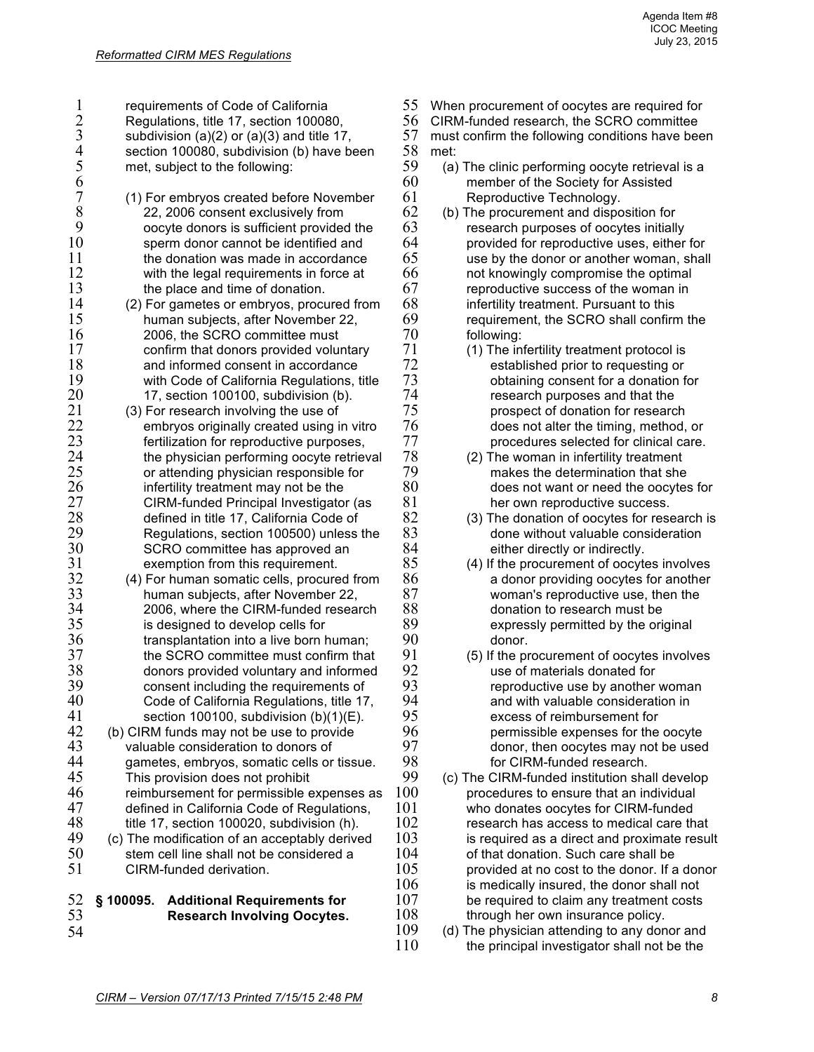requirements of Code of California Regulations, title 17, section 100080, subdivision (a)(2) or (a)(3) and title 17, section 100080, subdivision (b) have been met, subject to the following:

(1) For embryos created before November 22, 2006 consent exclusively from oocyte donors is sufficient provided the sperm donor cannot be identified and the donation was made in accordance with the legal requirements in force at the place and time of donation.

(2) For gametes or embryos, procured from human subjects, after November 22, 2006, the SCRO committee must confirm that donors provided voluntary and informed consent in accordance with Code of California Regulations, title 17, section 100100, subdivision (b).

(3) For research involving the use of embryos originally created using in vitro fertilization for reproductive purposes, the physician performing oocyte retrieval or attending physician responsible for infertility treatment may not be the CIRM-funded Principal Investigator (as defined in title 17, California Code of Regulations, section 100500) unless the SCRO committee has approved an exemption from this requirement.

(4) For human somatic cells, procured from human subjects, after November 22, 2006, where the CIRM-funded research is designed to develop cells for transplantation into a live born human; the SCRO committee must confirm that donors provided voluntary and informed consent including the requirements of Code of California Regulations, title 17, section 100100, subdivision (b)(1)(E).

(b) CIRM funds may not be use to provide valuable consideration to donors of gametes, embryos, somatic cells or tissue. This provision does not prohibit reimbursement for permissible expenses as defined in California Code of Regulations, title 17, section 100020, subdivision (h).

(c) The modification of an acceptably derived stem cell line shall not be considered a CIRM-funded derivation.

## § 100095. Additional Requirements for Research Involving Oocytes.

When procurement of oocytes are required for CIRM-funded research, the SCRO committee must confirm the following conditions have been met:

(a) The clinic performing oocyte retrieval is a member of the Society for Assisted Reproductive Technology.

(b) The procurement and disposition for research purposes of oocytes initially provided for reproductive uses, either for use by the donor or another woman, shall not knowingly compromise the optimal reproductive success of the woman in infertility treatment. Pursuant to this requirement, the SCRO shall confirm the following:

(1) The infertility treatment protocol is established prior to requesting or obtaining consent for a donation for research purposes and that the prospect of donation for research does not alter the timing, method, or procedures selected for clinical care.

(2) The woman in infertility treatment makes the determination that she does not want or need the oocytes for her own reproductive success.

(3) The donation of oocytes for research is done without valuable consideration either directly or indirectly.

(4) If the procurement of oocytes involves a donor providing oocytes for another woman's reproductive use, then the donation to research must be expressly permitted by the original donor.

(5) If the procurement of oocytes involves use of materials donated for reproductive use by another woman and with valuable consideration in excess of reimbursement for permissible expenses for the oocyte donor, then oocytes may not be used for CIRM-funded research.

(c) The CIRM-funded institution shall develop procedures to ensure that an individual who donates oocytes for CIRM-funded research has access to medical care that is required as a direct and proximate result of that donation. Such care shall be provided at no cost to the donor. If a donor is medically insured, the donor shall not be required to claim any treatment costs through her own insurance policy.

(d) The physician attending to any donor and the principal investigator shall not be the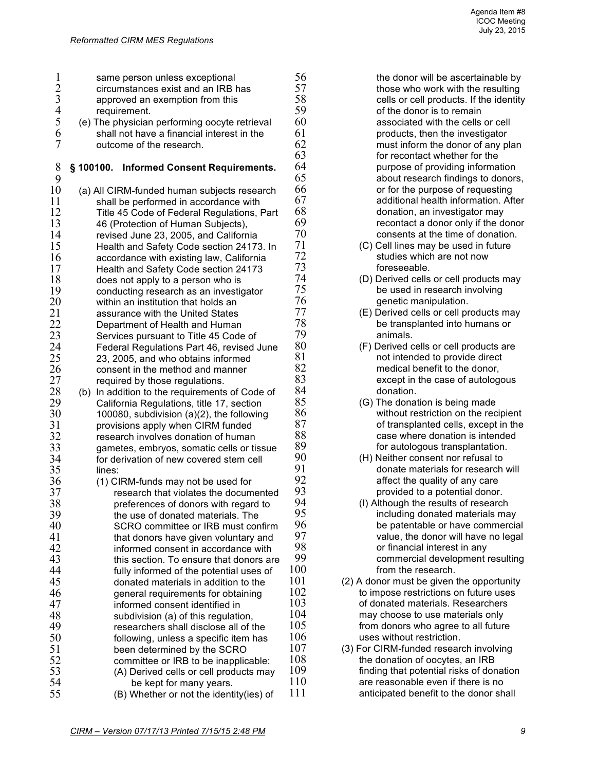same person unless exceptional circumstances exist and an IRB has approved an exemption from this requirement.

(e) The physician performing oocyte retrieval shall not have a financial interest in the outcome of the research.

## § 100100. Informed Consent Requirements.

(a) All CIRM-funded human subjects research shall be performed in accordance with Title 45 Code of Federal Regulations, Part 46 (Protection of Human Subjects), revised June 23, 2005, and California Health and Safety Code section 24173. In accordance with existing law, California Health and Safety Code section 24173 does not apply to a person who is conducting research as an investigator within an institution that holds an assurance with the United States Department of Health and Human Services pursuant to Title 45 Code of Federal Regulations Part 46, revised June 23, 2005, and who obtains informed consent in the method and manner required by those regulations.

(b) In addition to the requirements of Code of California Regulations, title 17, section 100080, subdivision (a)(2), the following provisions apply when CIRM funded research involves donation of human gametes, embryos, somatic cells or tissue for derivation of new covered stem cell lines:

(1) CIRM-funds may not be used for research that violates the documented preferences of donors with regard to the use of donated materials. The SCRO committee or IRB must confirm that donors have given voluntary and informed consent in accordance with this section. To ensure that donors are fully informed of the potential uses of donated materials in addition to the general requirements for obtaining informed consent identified in subdivision (a) of this regulation, researchers shall disclose all of the following, unless a specific item has been determined by the SCRO committee or IRB to be inapplicable:

(A) Derived cells or cell products may be kept for many years.

(B) Whether or not the identity(ies) of the donor will be ascertainable by those who work with the resulting cells or cell products. If the identity of the donor is to remain associated with the cells or cell products, then the investigator must inform the donor of any plan for recontact whether for the purpose of providing information about research findings to donors, or for the purpose of requesting additional health information. After donation, an investigator may recontact a donor only if the donor consents at the time of donation.

(C) Cell lines may be used in future studies which are not now foreseeable.

(D) Derived cells or cell products may be used in research involving genetic manipulation.

(E) Derived cells or cell products may be transplanted into humans or animals.

(F) Derived cells or cell products are not intended to provide direct medical benefit to the donor, except in the case of autologous donation.

(G) The donation is being made without restriction on the recipient of transplanted cells, except in the case where donation is intended for autologous transplantation.

(H) Neither consent nor refusal to donate materials for research will affect the quality of any care provided to a potential donor.

(I) Although the results of research including donated materials may be patentable or have commercial value, the donor will have no legal or financial interest in any commercial development resulting from the research.

(2) A donor must be given the opportunity to impose restrictions on future uses of donated materials. Researchers may choose to use materials only from donors who agree to all future uses without restriction.

(3) For CIRM-funded research involving the donation of oocytes, an IRB finding that potential risks of donation are reasonable even if there is no anticipated benefit to the donor shall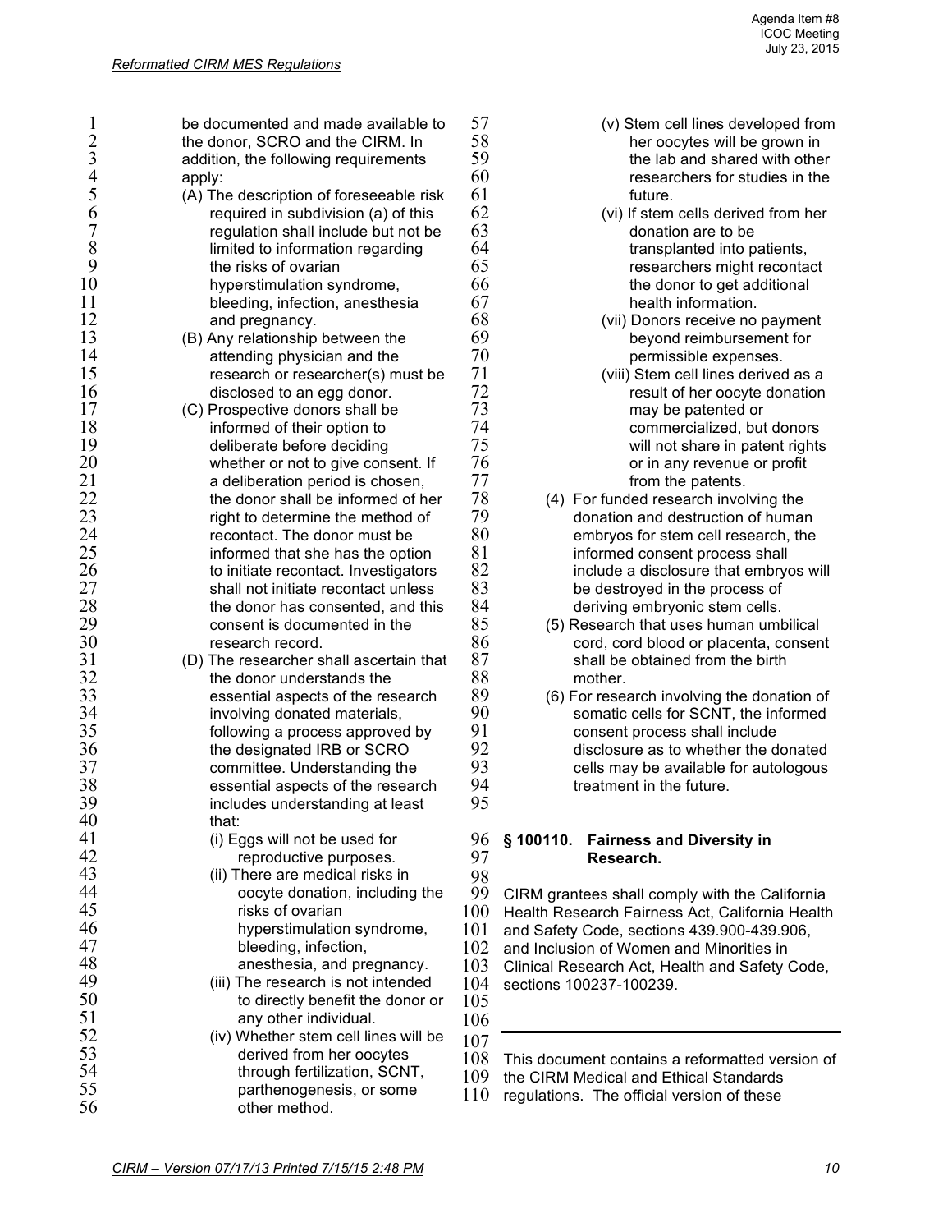be documented and made available to the donor, SCRO and the CIRM. In addition, the following requirements apply:

(A) The description of foreseeable risk required in subdivision (a) of this regulation shall include but not be limited to information regarding the risks of ovarian hyperstimulation syndrome, bleeding, infection, anesthesia and pregnancy.

(B) Any relationship between the attending physician and the research or researcher(s) must be disclosed to an egg donor.

(C) Prospective donors shall be informed of their option to deliberate before deciding whether or not to give consent. If a deliberation period is chosen, the donor shall be informed of her right to determine the method of recontact. The donor must be informed that she has the option to initiate recontact. Investigators shall not initiate recontact unless the donor has consented, and this consent is documented in the research record.

(D) The researcher shall ascertain that the donor understands the essential aspects of the research involving donated materials, following a process approved by the designated IRB or SCRO committee. Understanding the essential aspects of the research includes understanding at least that:

- (i) Eggs will not be used for reproductive purposes.
- (ii) There are medical risks in oocyte donation, including the risks of ovarian hyperstimulation syndrome, bleeding, infection, anesthesia, and pregnancy.
- (iii) The research is not intended to directly benefit the donor or any other individual.
- (iv) Whether stem cell lines will be derived from her oocytes through fertilization, SCNT, parthenogenesis, or some other method.
- (v) Stem cell lines developed from her oocytes will be grown in the lab and shared with other researchers for studies in the future.
- (vi) If stem cells derived from her donation are to be transplanted into patients, researchers might recontact the donor to get additional health information.
- (vii) Donors receive no payment beyond reimbursement for permissible expenses.
- (viii) Stem cell lines derived as a result of her oocyte donation may be patented or commercialized, but donors will not share in patent rights or in any revenue or profit from the patents.

(4) For funded research involving the donation and destruction of human embryos for stem cell research, the informed consent process shall include a disclosure that embryos will be destroyed in the process of deriving embryonic stem cells.

(5) Research that uses human umbilical cord, cord blood or placenta, consent shall be obtained from the birth mother.

(6) For research involving the donation of somatic cells for SCNT, the informed consent process shall include disclosure as to whether the donated cells may be available for autologous treatment in the future.

## § 100110. Fairness and Diversity in Research.

CIRM grantees shall comply with the California Health Research Fairness Act, California Health and Safety Code, sections 439.900-439.906, and Inclusion of Women and Minorities in Clinical Research Act, Health and Safety Code, sections 100237-100239.

---

This document contains a reformatted version of the CIRM Medical and Ethical Standards regulations. The official version of these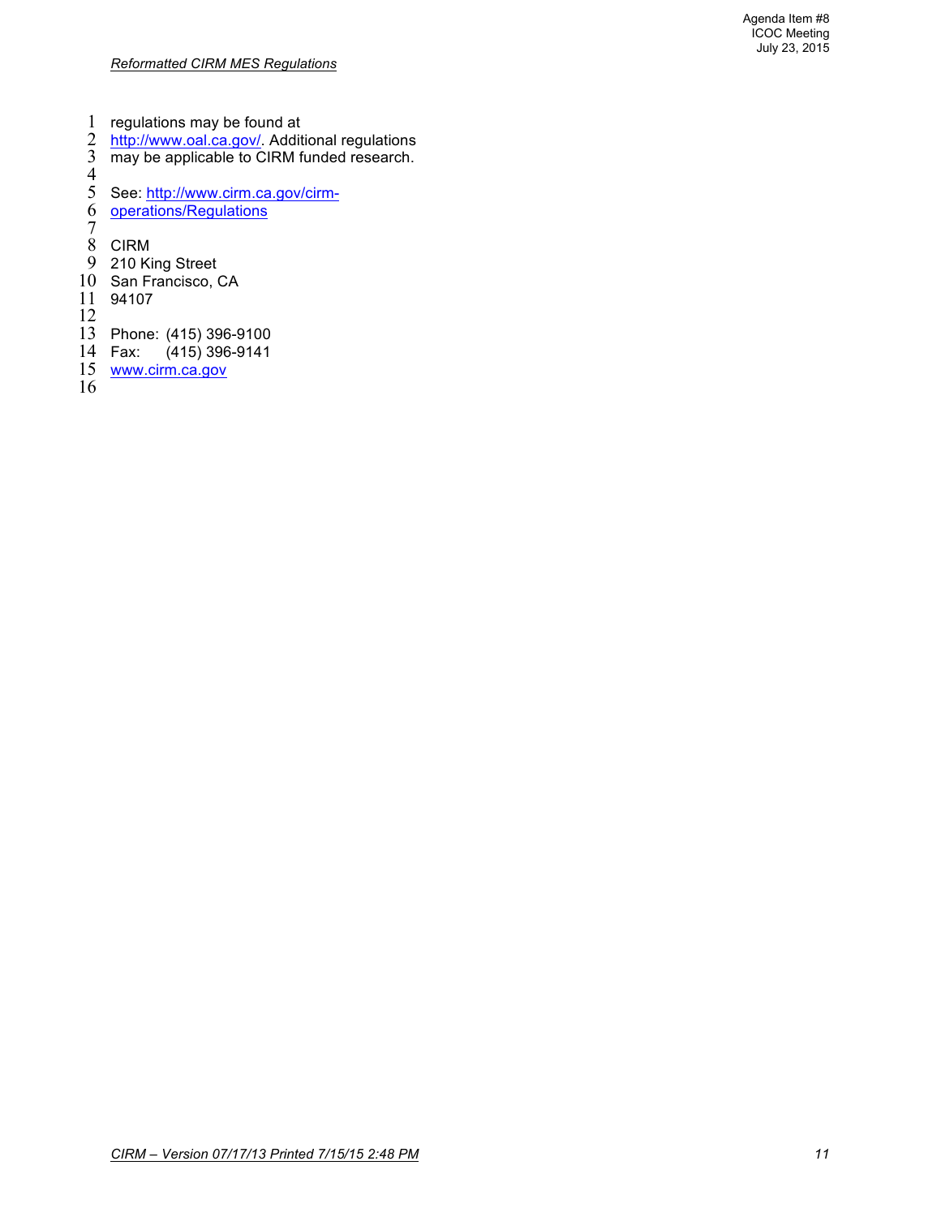regulations may be found at http://www.oal.ca.gov/. Additional regulations may be applicable to CIRM funded research.

See: http://www.cirm.ca.gov/cirm-operations/Regulations

CIRM
210 King Street
San Francisco, CA
94107

Phone: (415) 396-9100
Fax: (415) 396-9141
www.cirm.ca.gov